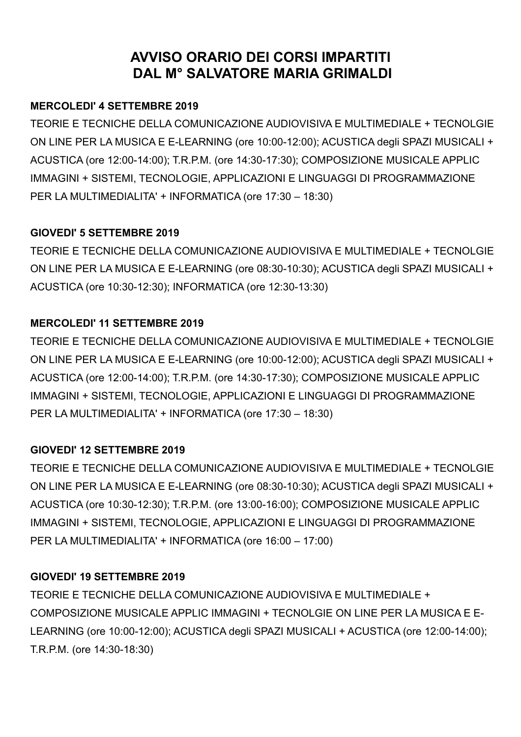# AVVISO ORARIO DEI CORSI IMPARTITI DAL M° SALVATORE MARIA GRIMALDI

**MERCOLEDI' 4 SETTEMBRE 2019**

TEORIE E TECNICHE DELLA COMUNICAZIONE AUDIOVISIVA E MULTIMEDIALE + TECNOLGIE ON LINE PER LA MUSICA E E-LEARNING (ore 10:00-12:00); ACUSTICA degli SPAZI MUSICALI + ACUSTICA (ore 12:00-14:00); T.R.P.M. (ore 14:30-17:30); COMPOSIZIONE MUSICALE APPLIC IMMAGINI + SISTEMI, TECNOLOGIE, APPLICAZIONI E LINGUAGGI DI PROGRAMMAZIONE PER LA MULTIMEDIALITA' + INFORMATICA (ore 17:30 – 18:30)

**GIOVEDI' 5 SETTEMBRE 2019**

TEORIE E TECNICHE DELLA COMUNICAZIONE AUDIOVISIVA E MULTIMEDIALE + TECNOLGIE ON LINE PER LA MUSICA E E-LEARNING (ore 08:30-10:30); ACUSTICA degli SPAZI MUSICALI + ACUSTICA (ore 10:30-12:30); INFORMATICA (ore 12:30-13:30)

**MERCOLEDI' 11 SETTEMBRE 2019**

TEORIE E TECNICHE DELLA COMUNICAZIONE AUDIOVISIVA E MULTIMEDIALE + TECNOLGIE ON LINE PER LA MUSICA E E-LEARNING (ore 10:00-12:00); ACUSTICA degli SPAZI MUSICALI + ACUSTICA (ore 12:00-14:00); T.R.P.M. (ore 14:30-17:30); COMPOSIZIONE MUSICALE APPLIC IMMAGINI + SISTEMI, TECNOLOGIE, APPLICAZIONI E LINGUAGGI DI PROGRAMMAZIONE PER LA MULTIMEDIALITA' + INFORMATICA (ore 17:30 – 18:30)

**GIOVEDI' 12 SETTEMBRE 2019**

TEORIE E TECNICHE DELLA COMUNICAZIONE AUDIOVISIVA E MULTIMEDIALE + TECNOLGIE ON LINE PER LA MUSICA E E-LEARNING (ore 08:30-10:30); ACUSTICA degli SPAZI MUSICALI + ACUSTICA (ore 10:30-12:30); T.R.P.M. (ore 13:00-16:00); COMPOSIZIONE MUSICALE APPLIC IMMAGINI + SISTEMI, TECNOLOGIE, APPLICAZIONI E LINGUAGGI DI PROGRAMMAZIONE PER LA MULTIMEDIALITA' + INFORMATICA (ore 16:00 – 17:00)

**GIOVEDI' 19 SETTEMBRE 2019**

TEORIE E TECNICHE DELLA COMUNICAZIONE AUDIOVISIVA E MULTIMEDIALE + COMPOSIZIONE MUSICALE APPLIC IMMAGINI + TECNOLGIE ON LINE PER LA MUSICA E E-LEARNING (ore 10:00-12:00); ACUSTICA degli SPAZI MUSICALI + ACUSTICA (ore 12:00-14:00); T.R.P.M. (ore 14:30-18:30)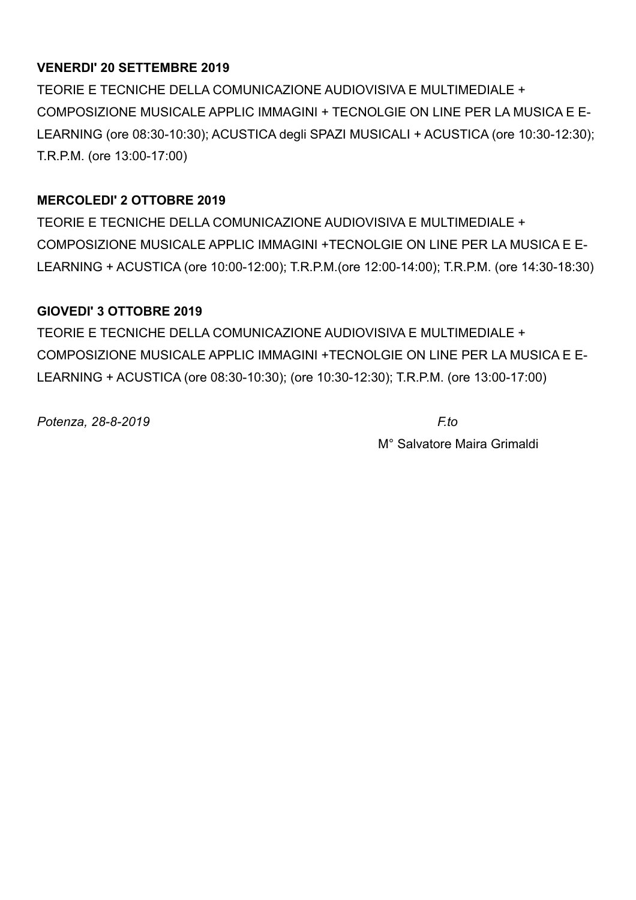**VENERDI' 20 SETTEMBRE 2019**

TEORIE E TECNICHE DELLA COMUNICAZIONE AUDIOVISIVA E MULTIMEDIALE + COMPOSIZIONE MUSICALE APPLIC IMMAGINI + TECNOLGIE ON LINE PER LA MUSICA E E-LEARNING (ore 08:30-10:30); ACUSTICA degli SPAZI MUSICALI + ACUSTICA (ore 10:30-12:30); T.R.P.M. (ore 13:00-17:00)

**MERCOLEDI' 2 OTTOBRE 2019**

TEORIE E TECNICHE DELLA COMUNICAZIONE AUDIOVISIVA E MULTIMEDIALE + COMPOSIZIONE MUSICALE APPLIC IMMAGINI +TECNOLGIE ON LINE PER LA MUSICA E E-LEARNING + ACUSTICA (ore 10:00-12:00); T.R.P.M.(ore 12:00-14:00); T.R.P.M. (ore 14:30-18:30)

**GIOVEDI' 3 OTTOBRE 2019**

TEORIE E TECNICHE DELLA COMUNICAZIONE AUDIOVISIVA E MULTIMEDIALE + COMPOSIZIONE MUSICALE APPLIC IMMAGINI +TECNOLGIE ON LINE PER LA MUSICA E E-LEARNING + ACUSTICA (ore 08:30-10:30); (ore 10:30-12:30); T.R.P.M. (ore 13:00-17:00)

*Potenza, 28-8-2019*

*F.to*

M° Salvatore Maira Grimaldi